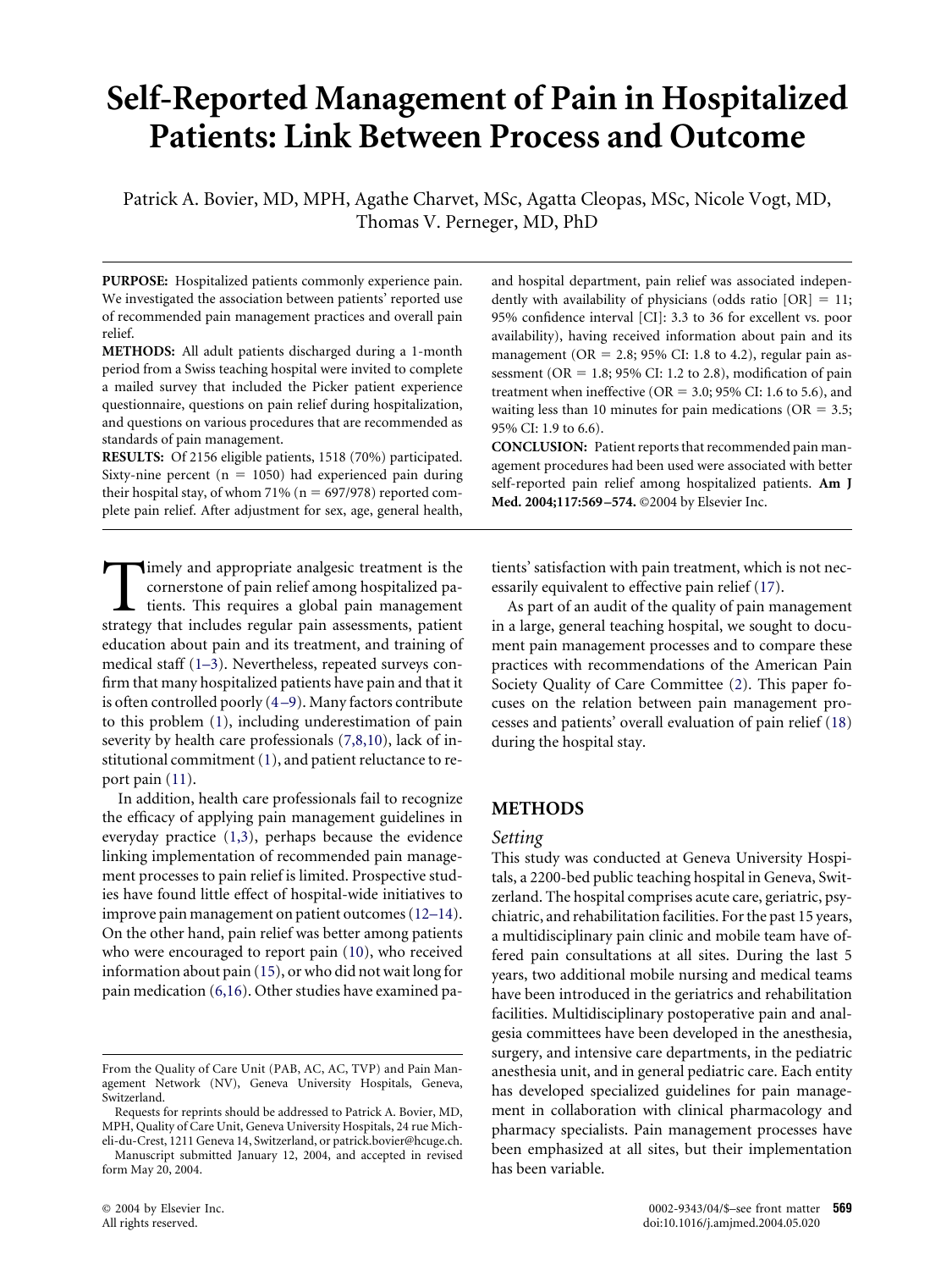# Self-Reported Management of Pain in Hospitalized Patients: Link Between Process and Outcome

Patrick A. Bovier, MD, MPH, Agathe Charvet, MSc, Agatta Cleopas, MSc, Nicole Vogt, MD, Thomas V. Perneger, MD, PhD

**PURPOSE:** Hospitalized patients commonly experience pain. We investigated the association between patients' reported use of recommended pain management practices and overall pain relief.

**METHODS:** All adult patients discharged during a 1-month period from a Swiss teaching hospital were invited to complete a mailed survey that included the Picker patient experience questionnaire, questions on pain relief during hospitalization, and questions on various procedures that are recommended as standards of pain management.

**RESULTS:** Of 2156 eligible patients, 1518 (70%) participated. Sixty-nine percent (n = 1050) had experienced pain during their hospital stay, of whom 71% (n = 697/978) reported complete pain relief. After adjustment for sex, age, general health, and hospital department, pain relief was associated independently with availability of physicians (odds ratio [OR] = 11; 95% confidence interval [CI]: 3.3 to 36 for excellent vs. poor availability), having received information about pain and its management (OR = 2.8; 95% CI: 1.8 to 4.2), regular pain assessment (OR = 1.8; 95% CI: 1.2 to 2.8), modification of pain treatment when ineffective (OR = 3.0; 95% CI: 1.6 to 5.6), and waiting less than 10 minutes for pain medications (OR = 3.5; 95% CI: 1.9 to 6.6).

**CONCLUSION:** Patient reports that recommended pain management procedures had been used were associated with better self-reported pain relief among hospitalized patients. **Am J Med. 2004;117:569–574.** ©2004 by Elsevier Inc.

Timely and appropriate analgesic treatment is the cornerstone of pain relief among hospitalized patients. This requires a global pain management strategy that includes regular pain assessments, patient education about pain and its treatment, and training of medical staff (1–3). Nevertheless, repeated surveys confirm that many hospitalized patients have pain and that it is often controlled poorly (4–9). Many factors contribute to this problem (1), including underestimation of pain severity by health care professionals (7,8,10), lack of institutional commitment (1), and patient reluctance to report pain (11).

In addition, health care professionals fail to recognize the efficacy of applying pain management guidelines in everyday practice (1,3), perhaps because the evidence linking implementation of recommended pain management processes to pain relief is limited. Prospective studies have found little effect of hospital-wide initiatives to improve pain management on patient outcomes (12–14). On the other hand, pain relief was better among patients who were encouraged to report pain (10), who received information about pain (15), or who did not wait long for pain medication (6,16). Other studies have examined patients' satisfaction with pain treatment, which is not necessarily equivalent to effective pain relief (17).

As part of an audit of the quality of pain management in a large, general teaching hospital, we sought to document pain management processes and to compare these practices with recommendations of the American Pain Society Quality of Care Committee (2). This paper focuses on the relation between pain management processes and patients' overall evaluation of pain relief (18) during the hospital stay.

## METHODS

### Setting

This study was conducted at Geneva University Hospitals, a 2200-bed public teaching hospital in Geneva, Switzerland. The hospital comprises acute care, geriatric, psychiatric, and rehabilitation facilities. For the past 15 years, a multidisciplinary pain clinic and mobile team have offered pain consultations at all sites. During the last 5 years, two additional mobile nursing and medical teams have been introduced in the geriatrics and rehabilitation facilities. Multidisciplinary postoperative pain and analgesia committees have been developed in the anesthesia, surgery, and intensive care departments, in the pediatric anesthesia unit, and in general pediatric care. Each entity has developed specialized guidelines for pain management in collaboration with clinical pharmacology and pharmacy specialists. Pain management processes have been emphasized at all sites, but their implementation has been variable.

From the Quality of Care Unit (PAB, AC, AC, TVP) and Pain Management Network (NV), Geneva University Hospitals, Geneva, Switzerland.

Requests for reprints should be addressed to Patrick A. Bovier, MD, MPH, Quality of Care Unit, Geneva University Hospitals, 24 rue Micheli-du-Crest, 1211 Geneva 14, Switzerland, or patrick.bovier@hcuge.ch.

Manuscript submitted January 12, 2004, and accepted in revised form May 20, 2004.

© 2004 by Elsevier Inc. All rights reserved.

0002-9343/04/$–see front matter doi:10.1016/j.amjmed.2004.05.020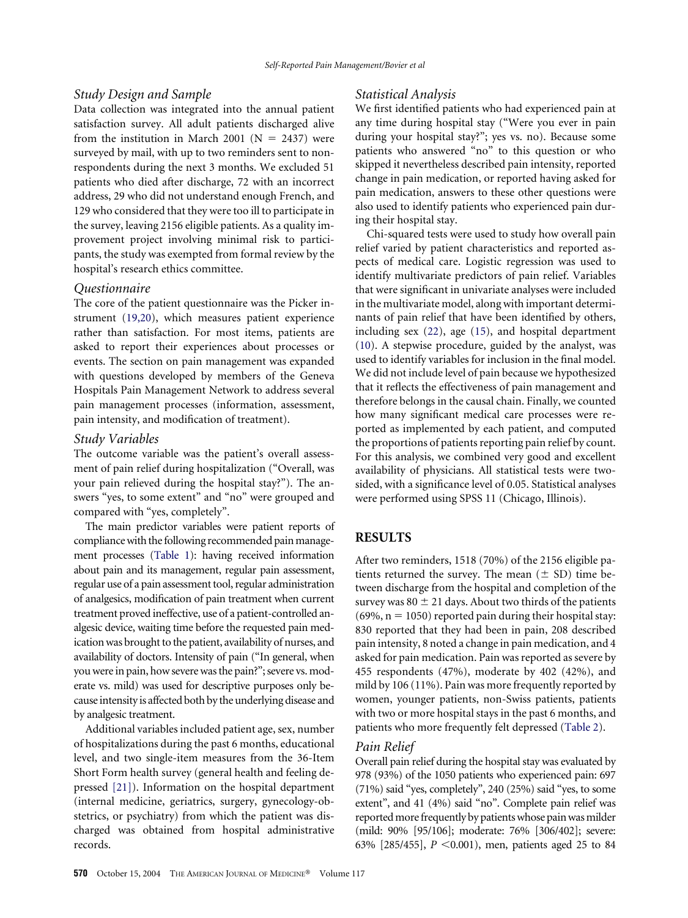### Study Design and Sample

Data collection was integrated into the annual patient satisfaction survey. All adult patients discharged alive from the institution in March 2001 (N = 2437) were surveyed by mail, with up to two reminders sent to nonrespondents during the next 3 months. We excluded 51 patients who died after discharge, 72 with an incorrect address, 29 who did not understand enough French, and 129 who considered that they were too ill to participate in the survey, leaving 2156 eligible patients. As a quality improvement project involving minimal risk to participants, the study was exempted from formal review by the hospital's research ethics committee.

### Questionnaire

The core of the patient questionnaire was the Picker instrument (19,20), which measures patient experience rather than satisfaction. For most items, patients are asked to report their experiences about processes or events. The section on pain management was expanded with questions developed by members of the Geneva Hospitals Pain Management Network to address several pain management processes (information, assessment, pain intensity, and modification of treatment).

### Study Variables

The outcome variable was the patient's overall assessment of pain relief during hospitalization ("Overall, was your pain relieved during the hospital stay?"). The answers "yes, to some extent" and "no" were grouped and compared with "yes, completely".

The main predictor variables were patient reports of compliance with the following recommended pain management processes (Table 1): having received information about pain and its management, regular pain assessment, regular use of a pain assessment tool, regular administration of analgesics, modification of pain treatment when current treatment proved ineffective, use of a patient-controlled analgesic device, waiting time before the requested pain medication was brought to the patient, availability of nurses, and availability of doctors. Intensity of pain ("In general, when you were in pain, how severe was the pain?"; severe vs. moderate vs. mild) was used for descriptive purposes only because intensity is affected both by the underlying disease and by analgesic treatment.

Additional variables included patient age, sex, number of hospitalizations during the past 6 months, educational level, and two single-item measures from the 36-Item Short Form health survey (general health and feeling depressed [21]). Information on the hospital department (internal medicine, geriatrics, surgery, gynecology-obstetrics, or psychiatry) from which the patient was discharged was obtained from hospital administrative records.

### Statistical Analysis

We first identified patients who had experienced pain at any time during hospital stay ("Were you ever in pain during your hospital stay?"; yes vs. no). Because some patients who answered "no" to this question or who skipped it nevertheless described pain intensity, reported change in pain medication, or reported having asked for pain medication, answers to these other questions were also used to identify patients who experienced pain during their hospital stay.

Chi-squared tests were used to study how overall pain relief varied by patient characteristics and reported aspects of medical care. Logistic regression was used to identify multivariate predictors of pain relief. Variables that were significant in univariate analyses were included in the multivariate model, along with important determinants of pain relief that have been identified by others, including sex (22), age (15), and hospital department (10). A stepwise procedure, guided by the analyst, was used to identify variables for inclusion in the final model. We did not include level of pain because we hypothesized that it reflects the effectiveness of pain management and therefore belongs in the causal chain. Finally, we counted how many significant medical care processes were reported as implemented by each patient, and computed the proportions of patients reporting pain relief by count. For this analysis, we combined very good and excellent availability of physicians. All statistical tests were two-sided, with a significance level of 0.05. Statistical analyses were performed using SPSS 11 (Chicago, Illinois).

## RESULTS

After two reminders, 1518 (70%) of the 2156 eligible patients returned the survey. The mean ($\pm$ SD) time between discharge from the hospital and completion of the survey was 80 $\pm$ 21 days. About two thirds of the patients (69%, n = 1050) reported pain during their hospital stay: 830 reported that they had been in pain, 208 described pain intensity, 8 noted a change in pain medication, and 4 asked for pain medication. Pain was reported as severe by 455 respondents (47%), moderate by 402 (42%), and mild by 106 (11%). Pain was more frequently reported by women, younger patients, non-Swiss patients, patients with two or more hospital stays in the past 6 months, and patients who more frequently felt depressed (Table 2).

### Pain Relief

Overall pain relief during the hospital stay was evaluated by 978 (93%) of the 1050 patients who experienced pain: 697 (71%) said "yes, completely", 240 (25%) said "yes, to some extent", and 41 (4%) said "no". Complete pain relief was reported more frequently by patients whose pain was milder (mild: 90% [95/106]; moderate: 76% [306/402]; severe: 63% [285/455], $P$ <0.001), men, patients aged 25 to 84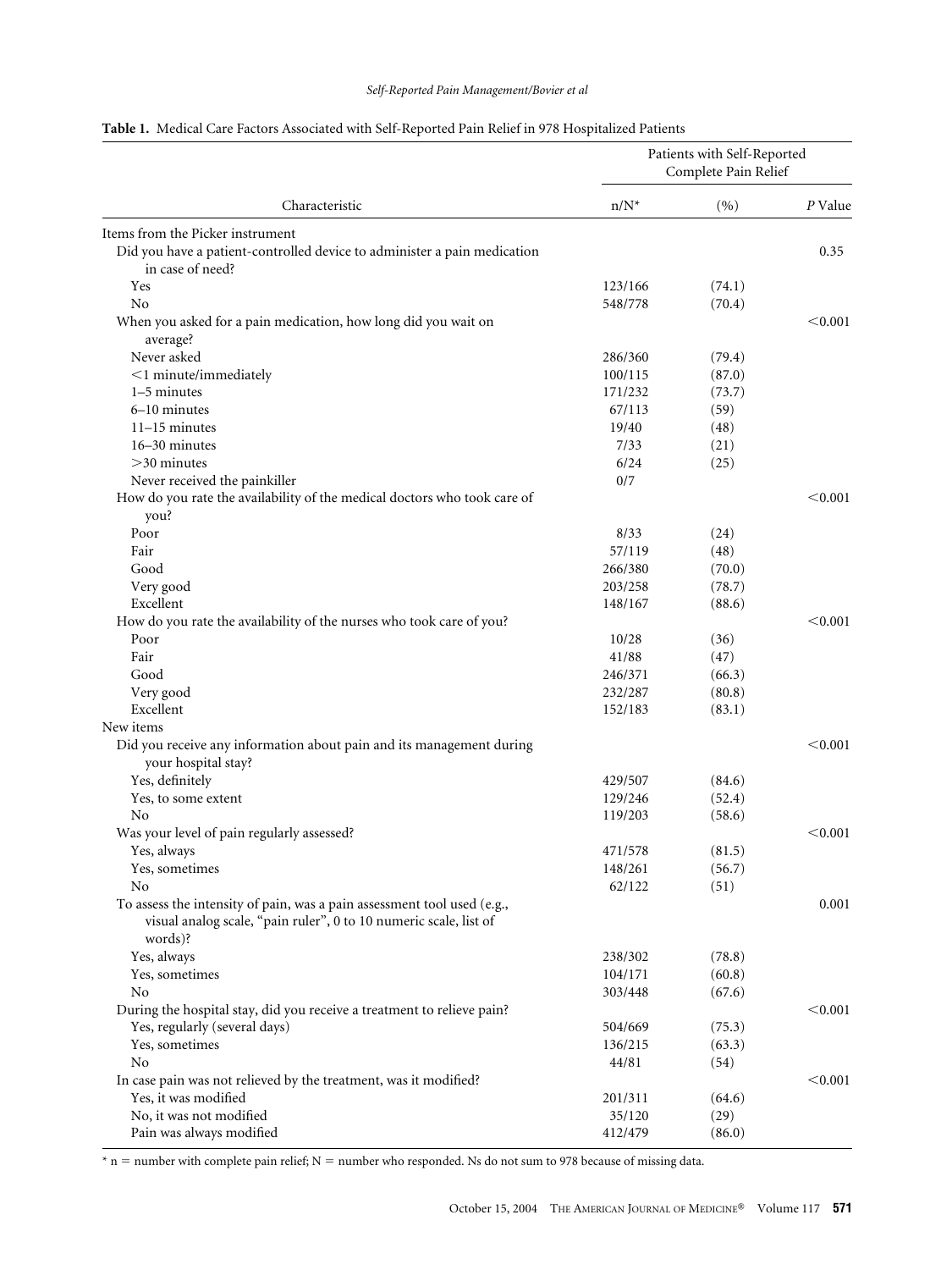**Table 1.** Medical Care Factors Associated with Self-Reported Pain Relief in 978 Hospitalized Patients

| Characteristic | Patients with Self-Reported Complete Pain Relief | | |
|---|---|---|---|
| | n/N* | (%) | *P* Value |
| Items from the Picker instrument | | | |
| Did you have a patient-controlled device to administer a pain medication in case of need? | | | 0.35 |
| Yes | 123/166 | (74.1) | |
| No | 548/778 | (70.4) | |
| When you asked for a pain medication, how long did you wait on average? | | | <0.001 |
| Never asked | 286/360 | (79.4) | |
| <1 minute/immediately | 100/115 | (87.0) | |
| 1–5 minutes | 171/232 | (73.7) | |
| 6–10 minutes | 67/113 | (59) | |
| 11–15 minutes | 19/40 | (48) | |
| 16–30 minutes | 7/33 | (21) | |
| >30 minutes | 6/24 | (25) | |
| Never received the painkiller | 0/7 | | |
| How do you rate the availability of the medical doctors who took care of you? | | | <0.001 |
| Poor | 8/33 | (24) | |
| Fair | 57/119 | (48) | |
| Good | 266/380 | (70.0) | |
| Very good | 203/258 | (78.7) | |
| Excellent | 148/167 | (88.6) | |
| How do you rate the availability of the nurses who took care of you? | | | <0.001 |
| Poor | 10/28 | (36) | |
| Fair | 41/88 | (47) | |
| Good | 246/371 | (66.3) | |
| Very good | 232/287 | (80.8) | |
| Excellent | 152/183 | (83.1) | |
| New items | | | |
| Did you receive any information about pain and its management during your hospital stay? | | | <0.001 |
| Yes, definitely | 429/507 | (84.6) | |
| Yes, to some extent | 129/246 | (52.4) | |
| No | 119/203 | (58.6) | |
| Was your level of pain regularly assessed? | | | <0.001 |
| Yes, always | 471/578 | (81.5) | |
| Yes, sometimes | 148/261 | (56.7) | |
| No | 62/122 | (51) | |
| To assess the intensity of pain, was a pain assessment tool used (e.g., visual analog scale, "pain ruler", 0 to 10 numeric scale, list of words)? | | | 0.001 |
| Yes, always | 238/302 | (78.8) | |
| Yes, sometimes | 104/171 | (60.8) | |
| No | 303/448 | (67.6) | |
| During the hospital stay, did you receive a treatment to relieve pain? | | | <0.001 |
| Yes, regularly (several days) | 504/669 | (75.3) | |
| Yes, sometimes | 136/215 | (63.3) | |
| No | 44/81 | (54) | |
| In case pain was not relieved by the treatment, was it modified? | | | <0.001 |
| Yes, it was modified | 201/311 | (64.6) | |
| No, it was not modified | 35/120 | (29) | |
| Pain was always modified | 412/479 | (86.0) | |

\* n = number with complete pain relief; N = number who responded. Ns do not sum to 978 because of missing data.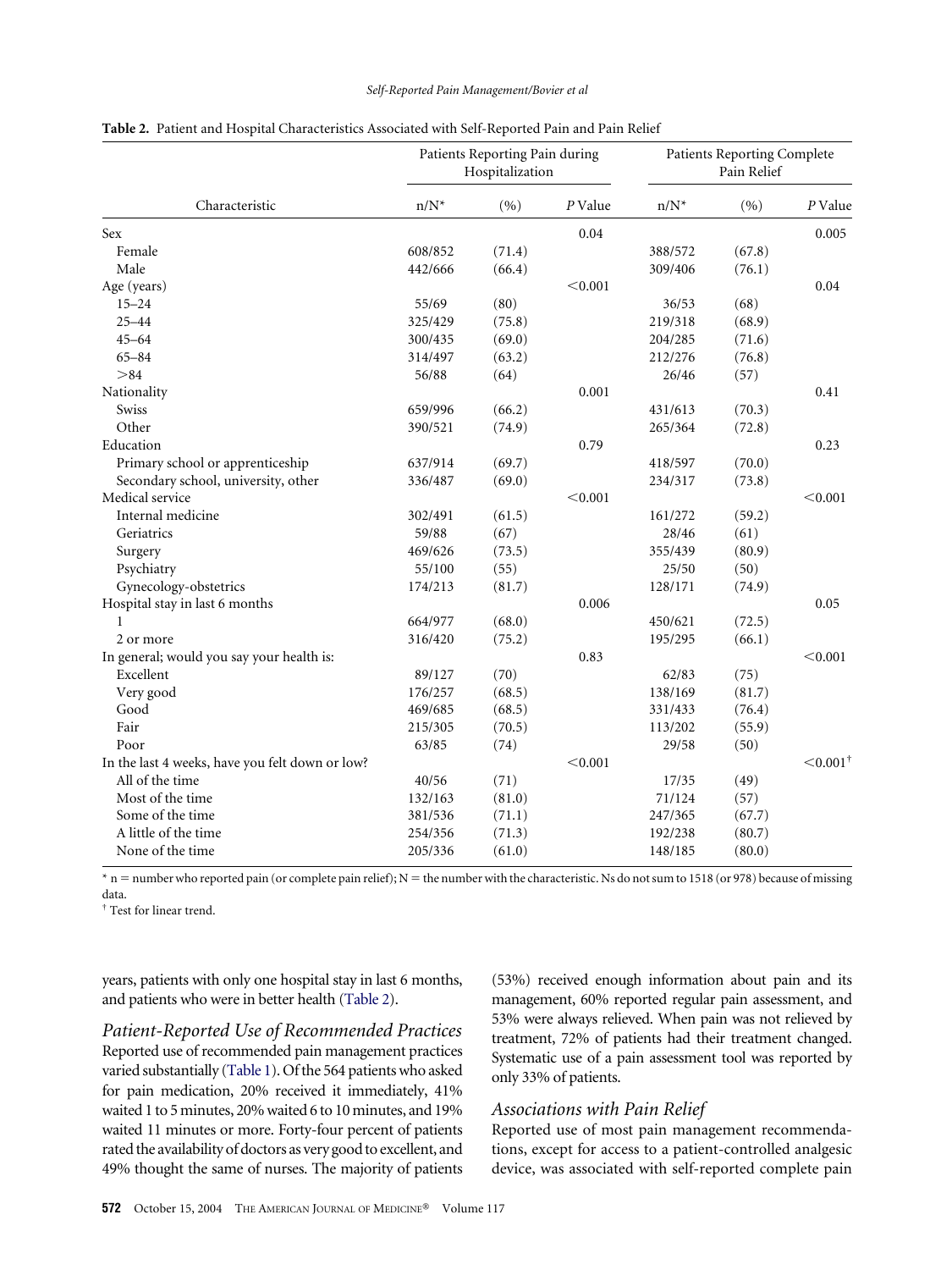**Table 2.** Patient and Hospital Characteristics Associated with Self-Reported Pain and Pain Relief

| Characteristic | Patients Reporting Pain during Hospitalization | | | Patients Reporting Complete Pain Relief | | |
|---|---|---|---|---|---|---|
| | n/N* | (%) | *P* Value | n/N* | (%) | *P* Value |
| Sex | | | 0.04 | | | 0.005 |
| Female | 608/852 | (71.4) | | 388/572 | (67.8) | |
| Male | 442/666 | (66.4) | | 309/406 | (76.1) | |
| Age (years) | | | <0.001 | | | 0.04 |
| 15–24 | 55/69 | (80) | | 36/53 | (68) | |
| 25–44 | 325/429 | (75.8) | | 219/318 | (68.9) | |
| 45–64 | 300/435 | (69.0) | | 204/285 | (71.6) | |
| 65–84 | 314/497 | (63.2) | | 212/276 | (76.8) | |
| >84 | 56/88 | (64) | | 26/46 | (57) | |
| Nationality | | | 0.001 | | | 0.41 |
| Swiss | 659/996 | (66.2) | | 431/613 | (70.3) | |
| Other | 390/521 | (74.9) | | 265/364 | (72.8) | |
| Education | | | 0.79 | | | 0.23 |
| Primary school or apprenticeship | 637/914 | (69.7) | | 418/597 | (70.0) | |
| Secondary school, university, other | 336/487 | (69.0) | | 234/317 | (73.8) | |
| Medical service | | | <0.001 | | | <0.001 |
| Internal medicine | 302/491 | (61.5) | | 161/272 | (59.2) | |
| Geriatrics | 59/88 | (67) | | 28/46 | (61) | |
| Surgery | 469/626 | (73.5) | | 355/439 | (80.9) | |
| Psychiatry | 55/100 | (55) | | 25/50 | (50) | |
| Gynecology-obstetrics | 174/213 | (81.7) | | 128/171 | (74.9) | |
| Hospital stay in last 6 months | | | 0.006 | | | 0.05 |
| 1 | 664/977 | (68.0) | | 450/621 | (72.5) | |
| 2 or more | 316/420 | (75.2) | | 195/295 | (66.1) | |
| In general; would you say your health is: | | | 0.83 | | | <0.001 |
| Excellent | 89/127 | (70) | | 62/83 | (75) | |
| Very good | 176/257 | (68.5) | | 138/169 | (81.7) | |
| Good | 469/685 | (68.5) | | 331/433 | (76.4) | |
| Fair | 215/305 | (70.5) | | 113/202 | (55.9) | |
| Poor | 63/85 | (74) | | 29/58 | (50) | |
| In the last 4 weeks, have you felt down or low? | | | <0.001 | | | <0.001† |
| All of the time | 40/56 | (71) | | 17/35 | (49) | |
| Most of the time | 132/163 | (81.0) | | 71/124 | (57) | |
| Some of the time | 381/536 | (71.1) | | 247/365 | (67.7) | |
| A little of the time | 254/356 | (71.3) | | 192/238 | (80.7) | |
| None of the time | 205/336 | (61.0) | | 148/185 | (80.0) | |

\* n = number who reported pain (or complete pain relief); N = the number with the characteristic. Ns do not sum to 1518 (or 978) because of missing data.

† Test for linear trend.

years, patients with only one hospital stay in last 6 months, and patients who were in better health (Table 2).

### *Patient-Reported Use of Recommended Practices*

Reported use of recommended pain management practices varied substantially (Table 1). Of the 564 patients who asked for pain medication, 20% received it immediately, 41% waited 1 to 5 minutes, 20% waited 6 to 10 minutes, and 19% waited 11 minutes or more. Forty-four percent of patients rated the availability of doctors as very good to excellent, and 49% thought the same of nurses. The majority of patients (53%) received enough information about pain and its management, 60% reported regular pain assessment, and 53% were always relieved. When pain was not relieved by treatment, 72% of patients had their treatment changed. Systematic use of a pain assessment tool was reported by only 33% of patients.

### *Associations with Pain Relief*

Reported use of most pain management recommendations, except for access to a patient-controlled analgesic device, was associated with self-reported complete pain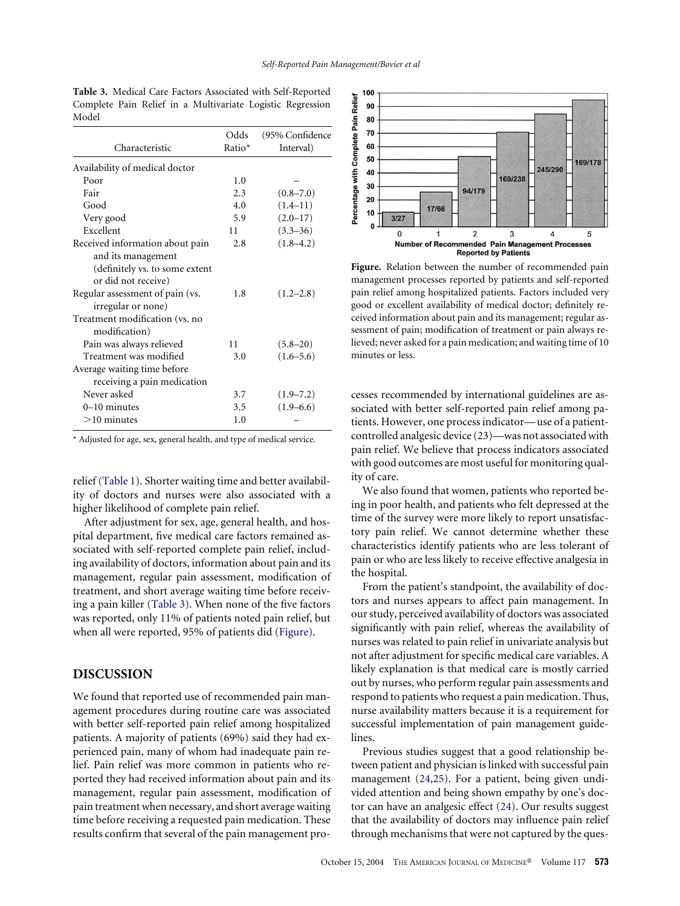**Table 3.** Medical Care Factors Associated with Self-Reported Complete Pain Relief in a Multivariate Logistic Regression Model

| Characteristic | Odds Ratio* | (95% Confidence Interval) |
|---|---|---|
| Availability of medical doctor | | |
| Poor | 1.0 | – |
| Fair | 2.3 | (0.8–7.0) |
| Good | 4.0 | (1.4–11) |
| Very good | 5.9 | (2.0–17) |
| Excellent | 11 | (3.3–36) |
| Received information about pain and its management (definitely vs. to some extent or did not receive) | 2.8 | (1.8–4.2) |
| Regular assessment of pain (vs. irregular or none) | 1.8 | (1.2–2.8) |
| Treatment modification (vs. no modification) | | |
| Pain was always relieved | 11 | (5.8–20) |
| Treatment was modified | 3.0 | (1.6–5.6) |
| Average waiting time before receiving a pain medication | | |
| Never asked | 3.7 | (1.9–7.2) |
| 0–10 minutes | 3.5 | (1.9–6.6) |
| >10 minutes | 1.0 | – |

* Adjusted for age, sex, general health, and type of medical service.

relief (Table 1). Shorter waiting time and better availability of doctors and nurses were also associated with a higher likelihood of complete pain relief.

After adjustment for sex, age, general health, and hospital department, five medical care factors remained associated with self-reported complete pain relief, including availability of doctors, information about pain and its management, regular pain assessment, modification of treatment, and short average waiting time before receiving a pain killer (Table 3). When none of the five factors was reported, only 11% of patients noted pain relief, but when all were reported, 95% of patients did (Figure).

## DISCUSSION

We found that reported use of recommended pain management procedures during routine care was associated with better self-reported pain relief among hospitalized patients. A majority of patients (69%) said they had experienced pain, many of whom had inadequate pain relief. Pain relief was more common in patients who reported they had received information about pain and its management, regular pain assessment, modification of pain treatment when necessary, and short average waiting time before receiving a requested pain medication. These results confirm that several of the pain management processes recommended by international guidelines are associated with better self-reported pain relief among patients. However, one process indicator—use of a patient-controlled analgesic device (23)—was not associated with pain relief. We believe that process indicators associated with good outcomes are most useful for monitoring quality of care.

We also found that women, patients who reported being in poor health, and patients who felt depressed at the time of the survey were more likely to report unsatisfactory pain relief. We cannot determine whether these characteristics identify patients who are less tolerant of pain or who are less likely to receive effective analgesia in the hospital.

From the patient's standpoint, the availability of doctors and nurses appears to affect pain management. In our study, perceived availability of doctors was associated significantly with pain relief, whereas the availability of nurses was related to pain relief in univariate analysis but not after adjustment for specific medical care variables. A likely explanation is that medical care is mostly carried out by nurses, who perform regular pain assessments and respond to patients who request a pain medication. Thus, nurse availability matters because it is a requirement for successful implementation of pain management guidelines.

Previous studies suggest that a good relationship between patient and physician is linked with successful pain management (24,25). For a patient, being given undivided attention and being shown empathy by one's doctor can have an analgesic effect (24). Our results suggest that the availability of doctors may influence pain relief through mechanisms that were not captured by the ques-

**Figure.** Relation between the number of recommended pain management processes reported by patients and self-reported pain relief among hospitalized patients. Factors included very good or excellent availability of medical doctor; definitely received information about pain and its management; regular assessment of pain; modification of treatment or pain always relieved; never asked for a pain medication; and waiting time of 10 minutes or less.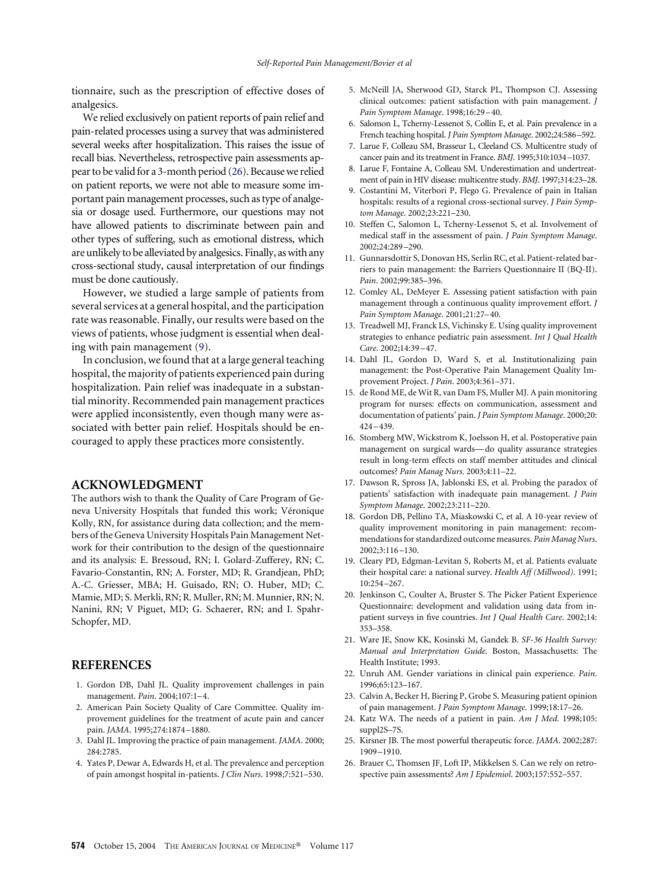tionnaire, such as the prescription of effective doses of analgesics.

We relied exclusively on patient reports of pain relief and pain-related processes using a survey that was administered several weeks after hospitalization. This raises the issue of recall bias. Nevertheless, retrospective pain assessments appear to be valid for a 3-month period (26). Because we relied on patient reports, we were not able to measure some important pain management processes, such as type of analgesia or dosage used. Furthermore, our questions may not have allowed patients to discriminate between pain and other types of suffering, such as emotional distress, which are unlikely to be alleviated by analgesics. Finally, as with any cross-sectional study, causal interpretation of our findings must be done cautiously.

However, we studied a large sample of patients from several services at a general hospital, and the participation rate was reasonable. Finally, our results were based on the views of patients, whose judgment is essential when dealing with pain management (9).

In conclusion, we found that at a large general teaching hospital, the majority of patients experienced pain during hospitalization. Pain relief was inadequate in a substantial minority. Recommended pain management practices were applied inconsistently, even though many were associated with better pain relief. Hospitals should be encouraged to apply these practices more consistently.

## ACKNOWLEDGMENT

The authors wish to thank the Quality of Care Program of Geneva University Hospitals that funded this work; Véronique Kolly, RN, for assistance during data collection; and the members of the Geneva University Hospitals Pain Management Network for their contribution to the design of the questionnaire and its analysis: E. Bressoud, RN; I. Golard-Zufferey, RN; C. Favario-Constantin, RN; A. Forster, MD; R. Grandjean, PhD; A.-C. Griesser, MBA; H. Guisado, RN; O. Huber, MD; C. Mamie, MD; S. Merkli, RN; R. Muller, RN; M. Munnier, RN; N. Nanini, RN; V Piguet, MD; G. Schaerer, RN; and I. Spahr-Schopfer, MD.

## REFERENCES

1. Gordon DB, Dahl JL. Quality improvement challenges in pain management. *Pain*. 2004;107:1–4.
2. American Pain Society Quality of Care Committee. Quality improvement guidelines for the treatment of acute pain and cancer pain. *JAMA*. 1995;274:1874–1880.
3. Dahl JL. Improving the practice of pain management. *JAMA*. 2000;284:2785.
4. Yates P, Dewar A, Edwards H, et al. The prevalence and perception of pain amongst hospital in-patients. *J Clin Nurs*. 1998;7:521–530.
5. McNeill JA, Sherwood GD, Starck PL, Thompson CJ. Assessing clinical outcomes: patient satisfaction with pain management. *J Pain Symptom Manage*. 1998;16:29–40.
6. Salomon L, Tcherny-Lessenot S, Collin E, et al. Pain prevalence in a French teaching hospital. *J Pain Symptom Manage*. 2002;24:586–592.
7. Larue F, Colleau SM, Brasseur L, Cleeland CS. Multicentre study of cancer pain and its treatment in France. *BMJ*. 1995;310:1034–1037.
8. Larue F, Fontaine A, Colleau SM. Underestimation and undertreatment of pain in HIV disease: multicentre study. *BMJ*. 1997;314:23–28.
9. Costantini M, Viterbori P, Flego G. Prevalence of pain in Italian hospitals: results of a regional cross-sectional survey. *J Pain Symptom Manage*. 2002;23:221–230.
10. Steffen C, Salomon L, Tcherny-Lessenot S, et al. Involvement of medical staff in the assessment of pain. *J Pain Symptom Manage*. 2002;24:289–290.
11. Gunnarsdottir S, Donovan HS, Serlin RC, et al. Patient-related barriers to pain management: the Barriers Questionnaire II (BQ-II). *Pain*. 2002;99:385–396.
12. Comley AL, DeMeyer E. Assessing patient satisfaction with pain management through a continuous quality improvement effort. *J Pain Symptom Manage*. 2001;21:27–40.
13. Treadwell MJ, Franck LS, Vichinsky E. Using quality improvement strategies to enhance pediatric pain assessment. *Int J Qual Health Care*. 2002;14:39–47.
14. Dahl JL, Gordon D, Ward S, et al. Institutionalizing pain management: the Post-Operative Pain Management Quality Improvement Project. *J Pain*. 2003;4:361–371.
15. de Rond ME, de Wit R, van Dam FS, Muller MJ. A pain monitoring program for nurses: effects on communication, assessment and documentation of patients' pain. *J Pain Symptom Manage*. 2000;20:424–439.
16. Stomberg MW, Wickstrom K, Joelsson H, et al. Postoperative pain management on surgical wards—do quality assurance strategies result in long-term effects on staff member attitudes and clinical outcomes? *Pain Manag Nurs*. 2003;4:11–22.
17. Dawson R, Spross JA, Jablonski ES, et al. Probing the paradox of patients' satisfaction with inadequate pain management. *J Pain Symptom Manage*. 2002;23:211–220.
18. Gordon DB, Pellino TA, Miaskowski C, et al. A 10-year review of quality improvement monitoring in pain management: recommendations for standardized outcome measures. *Pain Manag Nurs*. 2002;3:116–130.
19. Cleary PD, Edgman-Levitan S, Roberts M, et al. Patients evaluate their hospital care: a national survey. *Health Aff (Millwood)*. 1991;10:254–267.
20. Jenkinson C, Coulter A, Bruster S. The Picker Patient Experience Questionnaire: development and validation using data from inpatient surveys in five countries. *Int J Qual Health Care*. 2002;14:353–358.
21. Ware JE, Snow KK, Kosinski M, Gandek B. *SF-36 Health Survey: Manual and Interpretation Guide*. Boston, Massachusetts: The Health Institute; 1993.
22. Unruh AM. Gender variations in clinical pain experience. *Pain*. 1996;65:123–167.
23. Calvin A, Becker H, Biering P, Grobe S. Measuring patient opinion of pain management. *J Pain Symptom Manage*. 1999;18:17–26.
24. Katz WA. The needs of a patient in pain. *Am J Med*. 1998;105:suppl2S–7S.
25. Kirsner JB. The most powerful therapeutic force. *JAMA*. 2002;287:1909–1910.
26. Brauer C, Thomsen JF, Loft IP, Mikkelsen S. Can we rely on retrospective pain assessments? *Am J Epidemiol*. 2003;157:552–557.